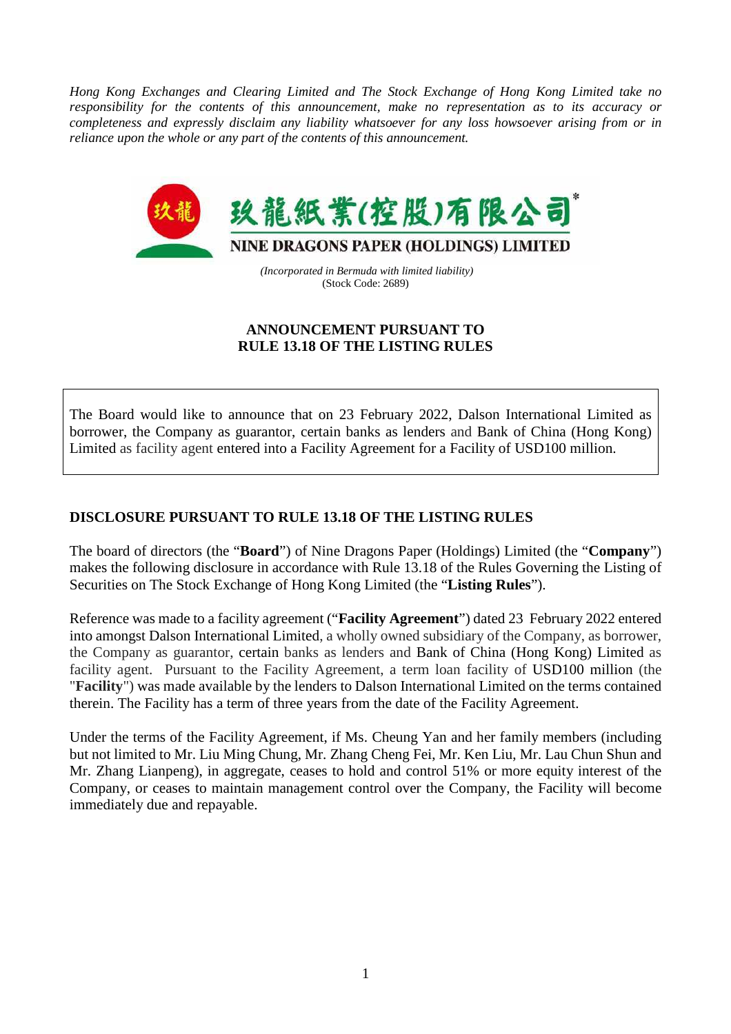*Hong Kong Exchanges and Clearing Limited and The Stock Exchange of Hong Kong Limited take no responsibility for the contents of this announcement, make no representation as to its accuracy or completeness and expressly disclaim any liability whatsoever for any loss howsoever arising from or in reliance upon the whole or any part of the contents of this announcement.*

# 玖龍紙業(控股)有限公司*

# NINE DRAGONS PAPER (HOLDINGS) LIMITED

*(Incorporated in Bermuda with limited liability)*
(Stock Code: 2689)

## ANNOUNCEMENT PURSUANT TO RULE 13.18 OF THE LISTING RULES

The Board would like to announce that on 23 February 2022, Dalson International Limited as borrower, the Company as guarantor, certain banks as lenders and Bank of China (Hong Kong) Limited as facility agent entered into a Facility Agreement for a Facility of USD100 million.

## DISCLOSURE PURSUANT TO RULE 13.18 OF THE LISTING RULES

The board of directors (the "**Board**") of Nine Dragons Paper (Holdings) Limited (the "**Company**") makes the following disclosure in accordance with Rule 13.18 of the Rules Governing the Listing of Securities on The Stock Exchange of Hong Kong Limited (the "**Listing Rules**").

Reference was made to a facility agreement ("**Facility Agreement**") dated 23 February 2022 entered into amongst Dalson International Limited, a wholly owned subsidiary of the Company, as borrower, the Company as guarantor, certain banks as lenders and Bank of China (Hong Kong) Limited as facility agent. Pursuant to the Facility Agreement, a term loan facility of USD100 million (the "**Facility**") was made available by the lenders to Dalson International Limited on the terms contained therein. The Facility has a term of three years from the date of the Facility Agreement.

Under the terms of the Facility Agreement, if Ms. Cheung Yan and her family members (including but not limited to Mr. Liu Ming Chung, Mr. Zhang Cheng Fei, Mr. Ken Liu, Mr. Lau Chun Shun and Mr. Zhang Lianpeng), in aggregate, ceases to hold and control 51% or more equity interest of the Company, or ceases to maintain management control over the Company, the Facility will become immediately due and repayable.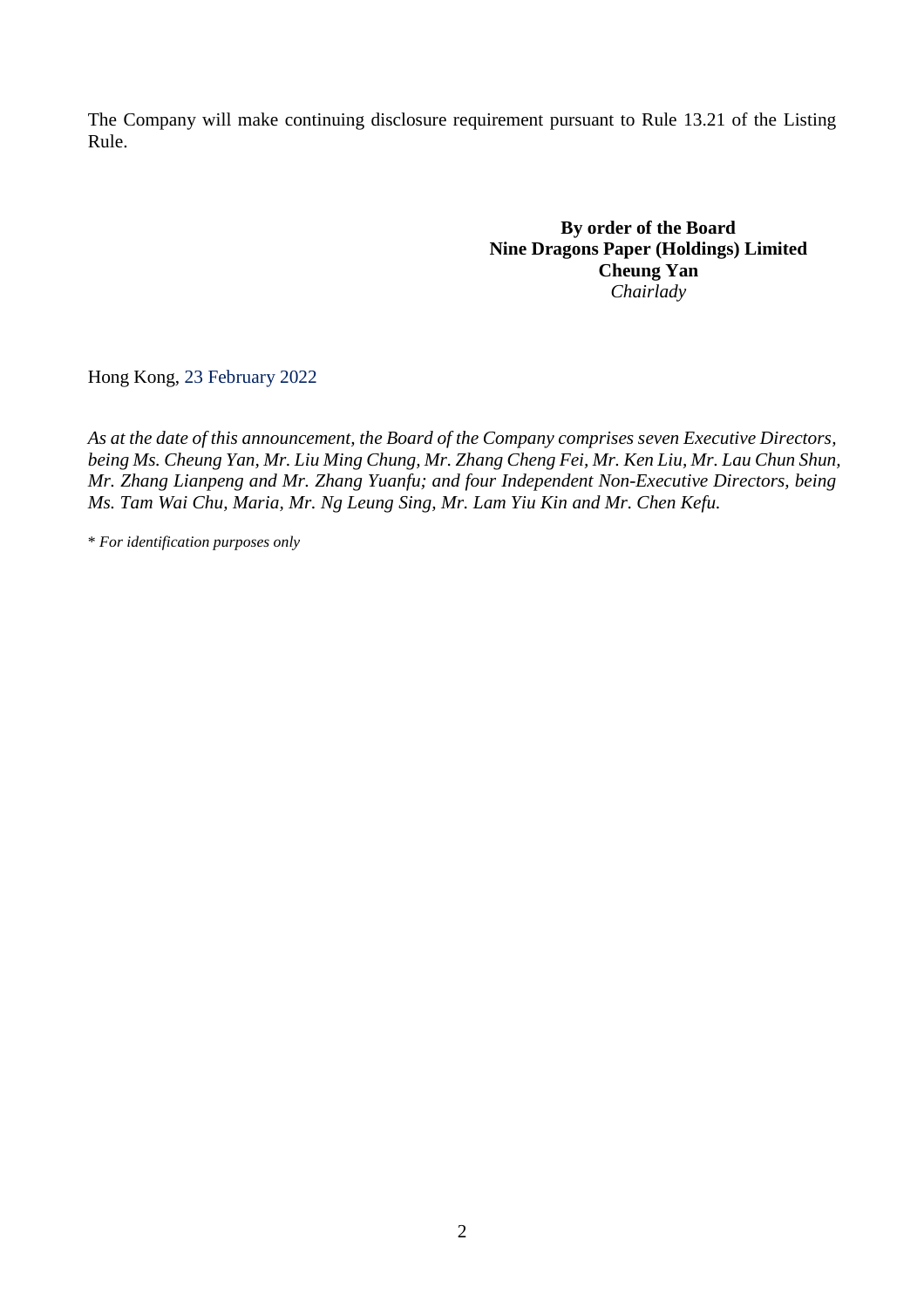The Company will make continuing disclosure requirement pursuant to Rule 13.21 of the Listing Rule.

**By order of the Board**
**Nine Dragons Paper (Holdings) Limited**
**Cheung Yan**
*Chairlady*

Hong Kong, 23 February 2022

*As at the date of this announcement, the Board of the Company comprises seven Executive Directors, being Ms. Cheung Yan, Mr. Liu Ming Chung, Mr. Zhang Cheng Fei, Mr. Ken Liu, Mr. Lau Chun Shun, Mr. Zhang Lianpeng and Mr. Zhang Yuanfu; and four Independent Non-Executive Directors, being Ms. Tam Wai Chu, Maria, Mr. Ng Leung Sing, Mr. Lam Yiu Kin and Mr. Chen Kefu.*

\* *For identification purposes only*